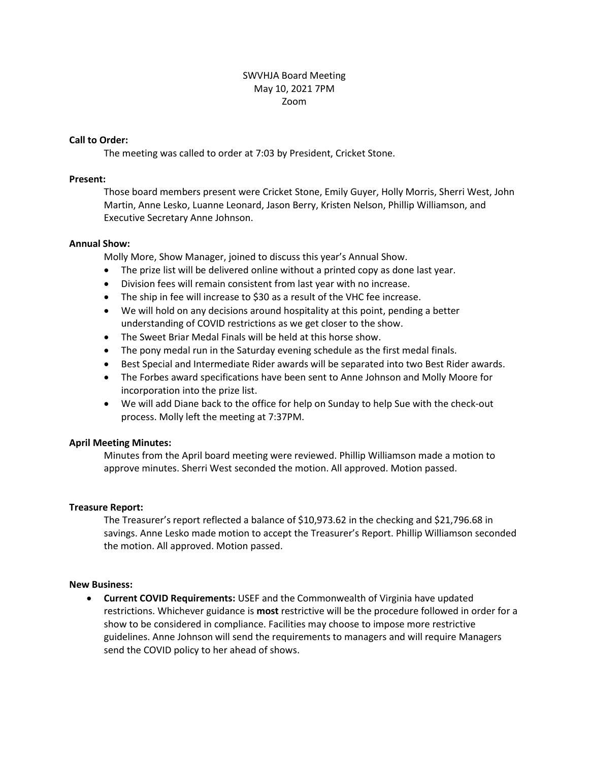SWVHJA Board Meeting
May 10, 2021 7PM
Zoom

**Call to Order:**

The meeting was called to order at 7:03 by President, Cricket Stone.

**Present:**

Those board members present were Cricket Stone, Emily Guyer, Holly Morris, Sherri West, John Martin, Anne Lesko, Luanne Leonard, Jason Berry, Kristen Nelson, Phillip Williamson, and Executive Secretary Anne Johnson.

**Annual Show:**

Molly More, Show Manager, joined to discuss this year's Annual Show.

- The prize list will be delivered online without a printed copy as done last year.
- Division fees will remain consistent from last year with no increase.
- The ship in fee will increase to $30 as a result of the VHC fee increase.
- We will hold on any decisions around hospitality at this point, pending a better understanding of COVID restrictions as we get closer to the show.
- The Sweet Briar Medal Finals will be held at this horse show.
- The pony medal run in the Saturday evening schedule as the first medal finals.
- Best Special and Intermediate Rider awards will be separated into two Best Rider awards.
- The Forbes award specifications have been sent to Anne Johnson and Molly Moore for incorporation into the prize list.
- We will add Diane back to the office for help on Sunday to help Sue with the check-out process. Molly left the meeting at 7:37PM.

**April Meeting Minutes:**

Minutes from the April board meeting were reviewed. Phillip Williamson made a motion to approve minutes. Sherri West seconded the motion. All approved. Motion passed.

**Treasure Report:**

The Treasurer's report reflected a balance of $10,973.62 in the checking and $21,796.68 in savings. Anne Lesko made motion to accept the Treasurer's Report. Phillip Williamson seconded the motion. All approved. Motion passed.

**New Business:**

- **Current COVID Requirements:** USEF and the Commonwealth of Virginia have updated restrictions. Whichever guidance is **most** restrictive will be the procedure followed in order for a show to be considered in compliance. Facilities may choose to impose more restrictive guidelines. Anne Johnson will send the requirements to managers and will require Managers send the COVID policy to her ahead of shows.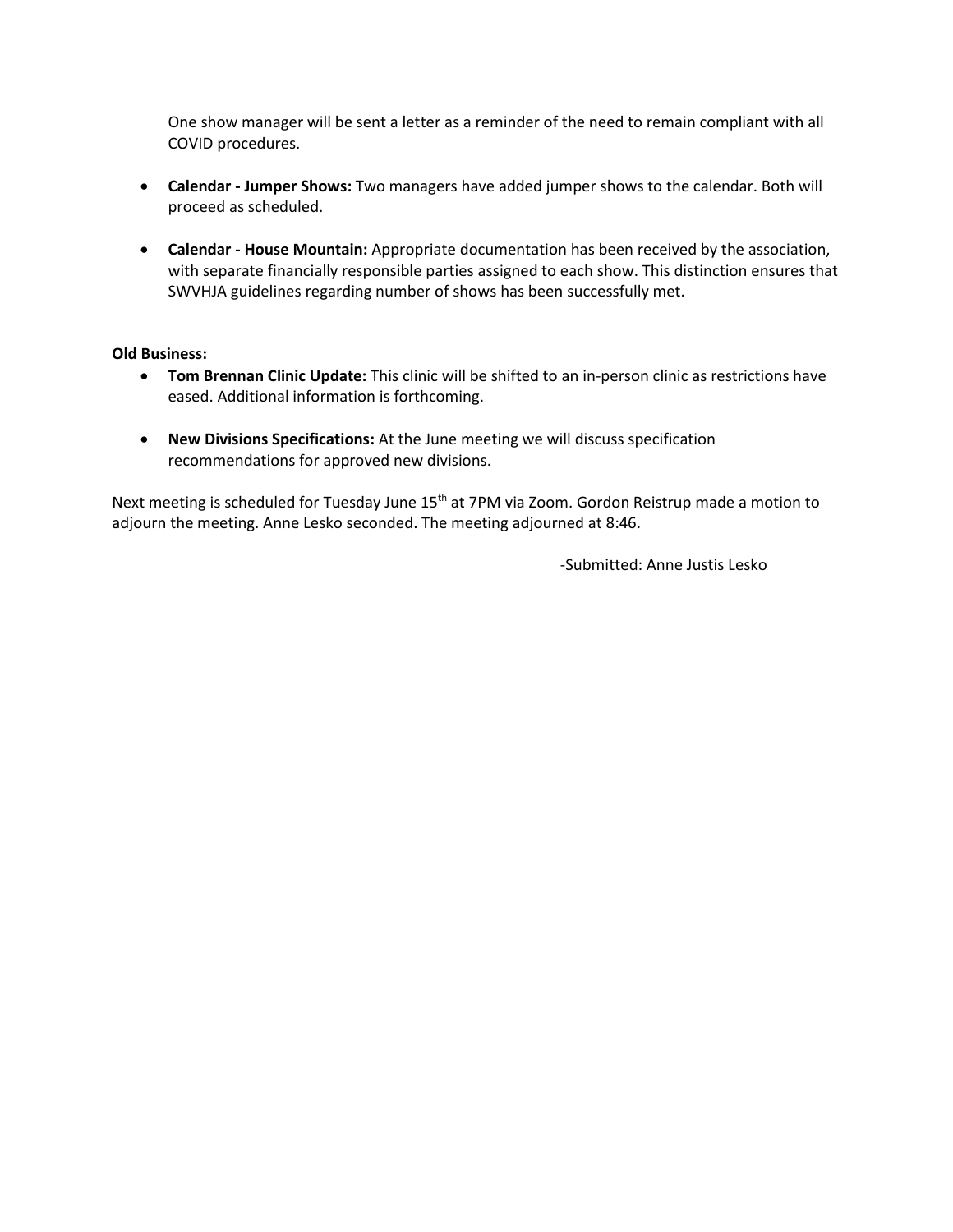One show manager will be sent a letter as a reminder of the need to remain compliant with all COVID procedures.

- **Calendar - Jumper Shows:** Two managers have added jumper shows to the calendar. Both will proceed as scheduled.

- **Calendar - House Mountain:** Appropriate documentation has been received by the association, with separate financially responsible parties assigned to each show. This distinction ensures that SWVHJA guidelines regarding number of shows has been successfully met.

**Old Business:**

- **Tom Brennan Clinic Update:** This clinic will be shifted to an in-person clinic as restrictions have eased. Additional information is forthcoming.

- **New Divisions Specifications:** At the June meeting we will discuss specification recommendations for approved new divisions.

Next meeting is scheduled for Tuesday June 15th at 7PM via Zoom. Gordon Reistrup made a motion to adjourn the meeting. Anne Lesko seconded. The meeting adjourned at 8:46.

-Submitted: Anne Justis Lesko